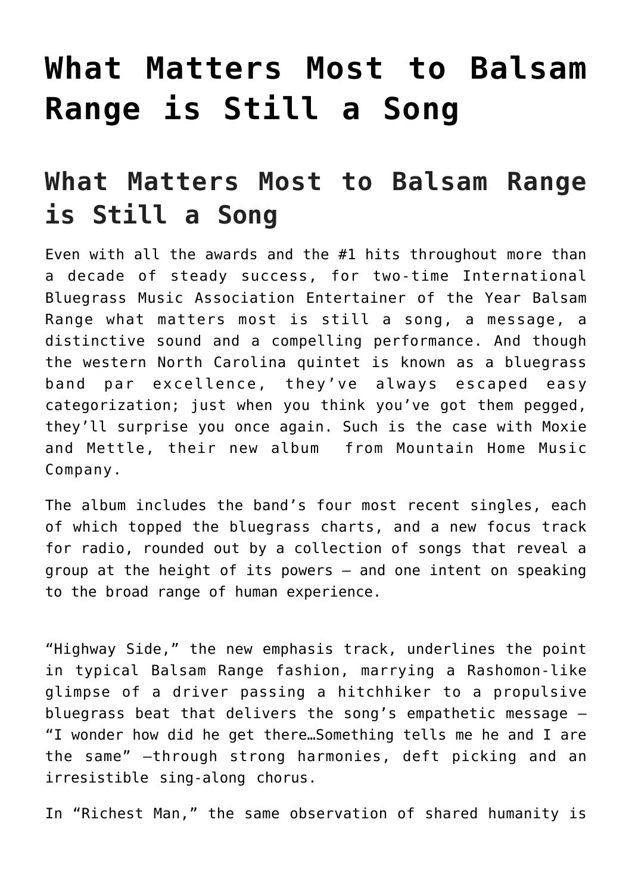# What Matters Most to Balsam Range is Still a Song

## What Matters Most to Balsam Range is Still a Song

Even with all the awards and the #1 hits throughout more than a decade of steady success, for two-time International Bluegrass Music Association Entertainer of the Year Balsam Range what matters most is still a song, a message, a distinctive sound and a compelling performance. And though the western North Carolina quintet is known as a bluegrass band par excellence, they've always escaped easy categorization; just when you think you've got them pegged, they'll surprise you once again. Such is the case with Moxie and Mettle, their new album from Mountain Home Music Company.

The album includes the band's four most recent singles, each of which topped the bluegrass charts, and a new focus track for radio, rounded out by a collection of songs that reveal a group at the height of its powers — and one intent on speaking to the broad range of human experience.

"Highway Side," the new emphasis track, underlines the point in typical Balsam Range fashion, marrying a Rashomon-like glimpse of a driver passing a hitchhiker to a propulsive bluegrass beat that delivers the song's empathetic message — "I wonder how did he get there…Something tells me he and I are the same" —through strong harmonies, deft picking and an irresistible sing-along chorus.

In "Richest Man," the same observation of shared humanity is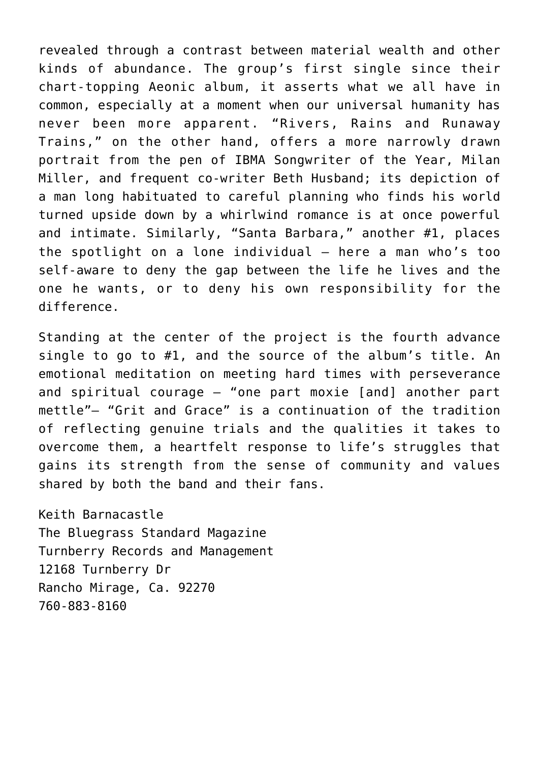revealed through a contrast between material wealth and other kinds of abundance. The group's first single since their chart-topping Aeonic album, it asserts what we all have in common, especially at a moment when our universal humanity has never been more apparent. "Rivers, Rains and Runaway Trains," on the other hand, offers a more narrowly drawn portrait from the pen of IBMA Songwriter of the Year, Milan Miller, and frequent co-writer Beth Husband; its depiction of a man long habituated to careful planning who finds his world turned upside down by a whirlwind romance is at once powerful and intimate. Similarly, "Santa Barbara," another #1, places the spotlight on a lone individual – here a man who's too self-aware to deny the gap between the life he lives and the one he wants, or to deny his own responsibility for the difference.

Standing at the center of the project is the fourth advance single to go to #1, and the source of the album's title. An emotional meditation on meeting hard times with perseverance and spiritual courage – "one part moxie [and] another part mettle"– "Grit and Grace" is a continuation of the tradition of reflecting genuine trials and the qualities it takes to overcome them, a heartfelt response to life's struggles that gains its strength from the sense of community and values shared by both the band and their fans.

Keith Barnacastle  
The Bluegrass Standard Magazine  
Turnberry Records and Management  
12168 Turnberry Dr  
Rancho Mirage, Ca. 92270  
760-883-8160